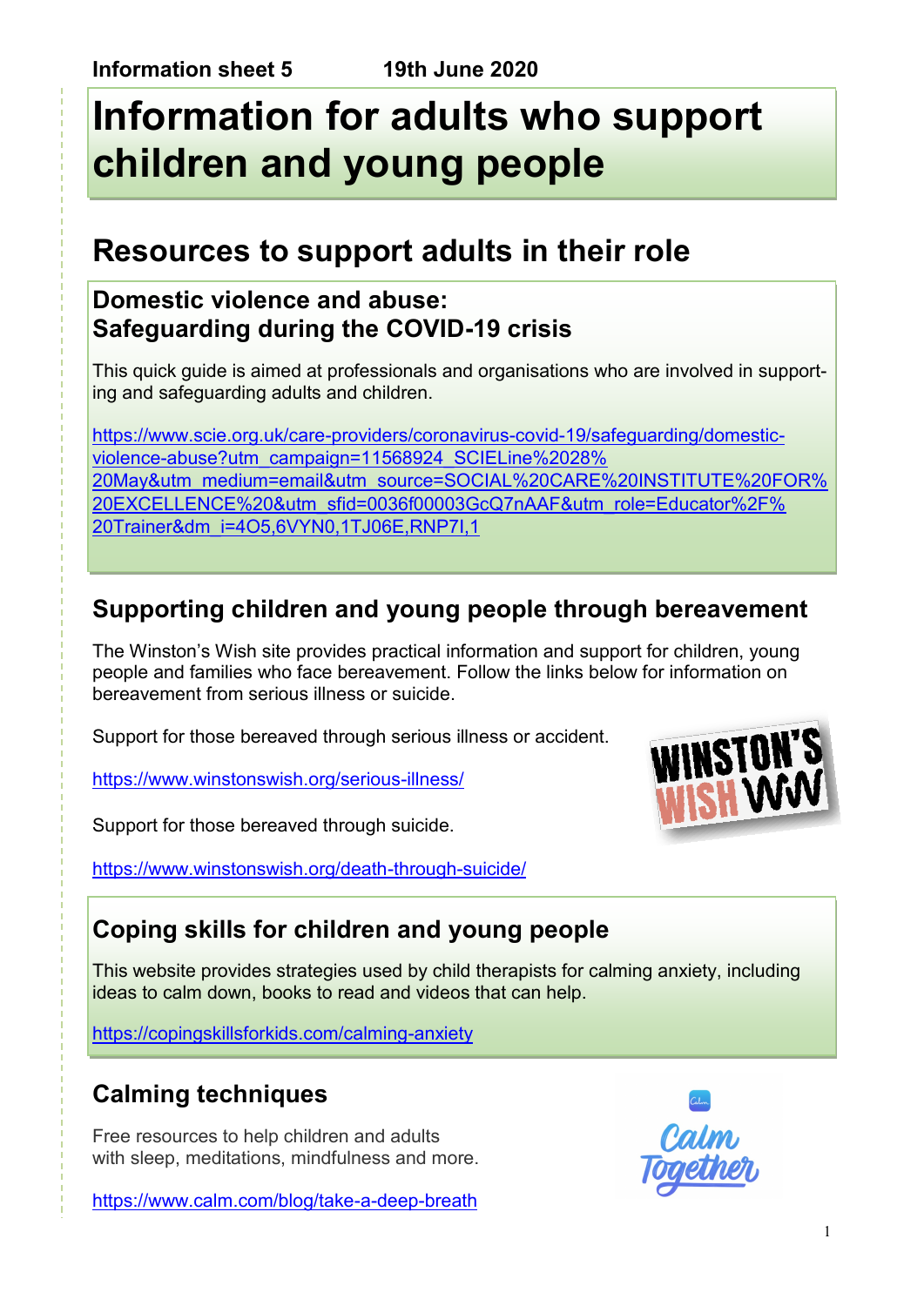**Information sheet 5** **19th June 2020**

# Information for adults who support children and young people

## Resources to support adults in their role

### Domestic violence and abuse: Safeguarding during the COVID-19 crisis

This quick guide is aimed at professionals and organisations who are involved in supporting and safeguarding adults and children.

https://www.scie.org.uk/care-providers/coronavirus-covid-19/safeguarding/domestic-violence-abuse?utm_campaign=11568924_SCIELine%2028%20May&utm_medium=email&utm_source=SOCIAL%20CARE%20INSTITUTE%20FOR%20EXCELLENCE%20&utm_sfid=0036f00003GcQ7nAAF&utm_role=Educator%2F%20Trainer&dm_i=4O5,6VYN0,1TJ06E,RNP7I,1

### Supporting children and young people through bereavement

The Winston's Wish site provides practical information and support for children, young people and families who face bereavement. Follow the links below for information on bereavement from serious illness or suicide.

Support for those bereaved through serious illness or accident.

https://www.winstonswish.org/serious-illness/

Support for those bereaved through suicide.

https://www.winstonswish.org/death-through-suicide/

### Coping skills for children and young people

This website provides strategies used by child therapists for calming anxiety, including ideas to calm down, books to read and videos that can help.

https://copingskillsforkids.com/calming-anxiety

### Calming techniques

Free resources to help children and adults with sleep, meditations, mindfulness and more.

https://www.calm.com/blog/take-a-deep-breath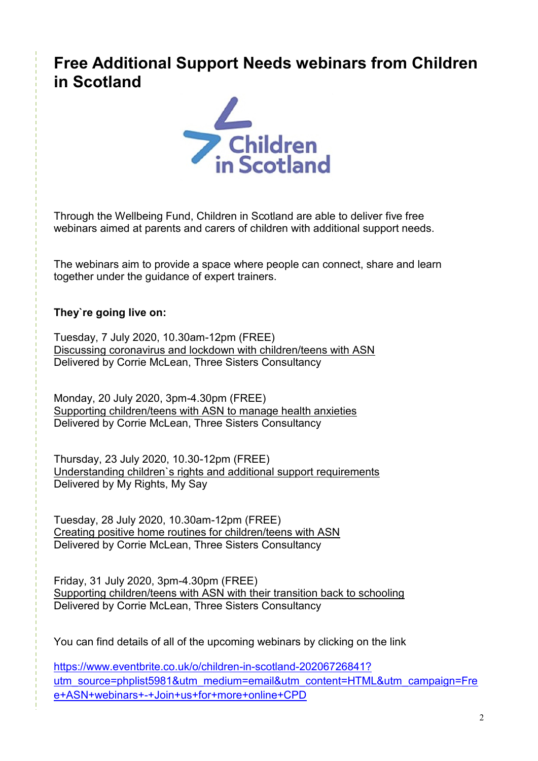# Free Additional Support Needs webinars from Children in Scotland

Through the Wellbeing Fund, Children in Scotland are able to deliver five free webinars aimed at parents and carers of children with additional support needs.

The webinars aim to provide a space where people can connect, share and learn together under the guidance of expert trainers.

**They`re going live on:**

Tuesday, 7 July 2020, 10.30am-12pm (FREE)
Discussing coronavirus and lockdown with children/teens with ASN
Delivered by Corrie McLean, Three Sisters Consultancy

Monday, 20 July 2020, 3pm-4.30pm (FREE)
Supporting children/teens with ASN to manage health anxieties
Delivered by Corrie McLean, Three Sisters Consultancy

Thursday, 23 July 2020, 10.30-12pm (FREE)
Understanding children`s rights and additional support requirements
Delivered by My Rights, My Say

Tuesday, 28 July 2020, 10.30am-12pm (FREE)
Creating positive home routines for children/teens with ASN
Delivered by Corrie McLean, Three Sisters Consultancy

Friday, 31 July 2020, 3pm-4.30pm (FREE)
Supporting children/teens with ASN with their transition back to schooling
Delivered by Corrie McLean, Three Sisters Consultancy

You can find details of all of the upcoming webinars by clicking on the link

https://www.eventbrite.co.uk/o/children-in-scotland-20206726841?utm_source=phplist5981&utm_medium=email&utm_content=HTML&utm_campaign=Free+ASN+webinars+-+Join+us+for+more+online+CPD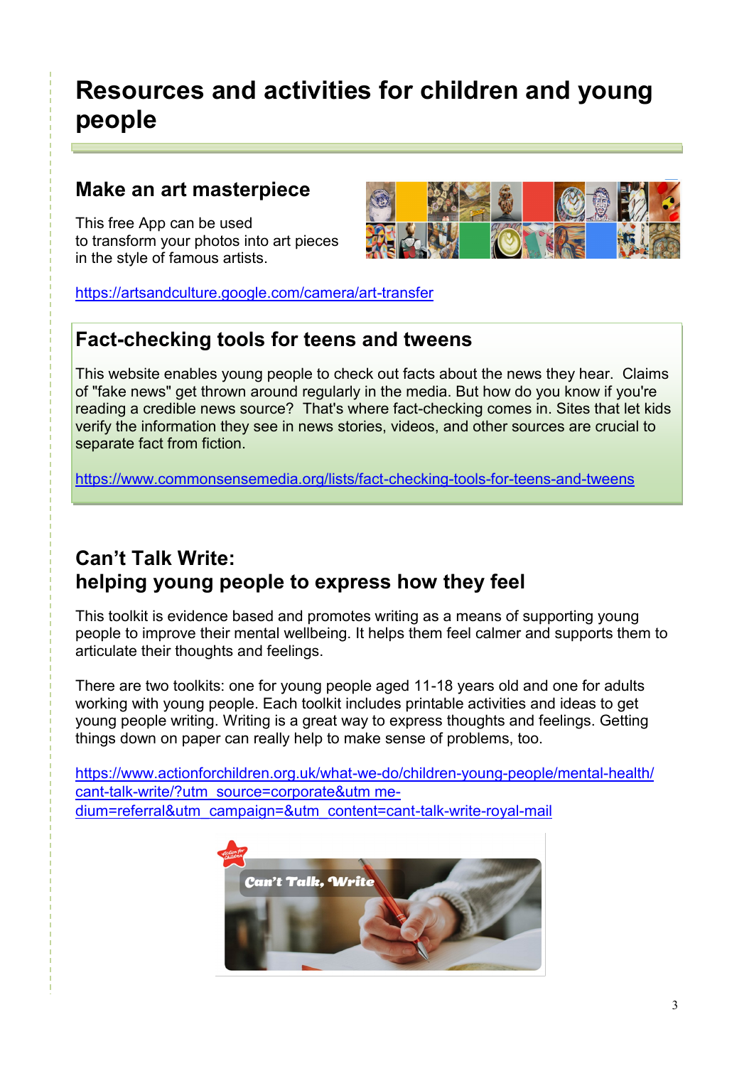# Resources and activities for children and young people

## Make an art masterpiece

This free App can be used to transform your photos into art pieces in the style of famous artists.

https://artsandculture.google.com/camera/art-transfer

## Fact-checking tools for teens and tweens

This website enables young people to check out facts about the news they hear. Claims of "fake news" get thrown around regularly in the media. But how do you know if you're reading a credible news source? That's where fact-checking comes in. Sites that let kids verify the information they see in news stories, videos, and other sources are crucial to separate fact from fiction.

https://www.commonsensemedia.org/lists/fact-checking-tools-for-teens-and-tweens

## Can't Talk Write: helping young people to express how they feel

This toolkit is evidence based and promotes writing as a means of supporting young people to improve their mental wellbeing. It helps them feel calmer and supports them to articulate their thoughts and feelings.

There are two toolkits: one for young people aged 11-18 years old and one for adults working with young people. Each toolkit includes printable activities and ideas to get young people writing. Writing is a great way to express thoughts and feelings. Getting things down on paper can really help to make sense of problems, too.

https://www.actionforchildren.org.uk/what-we-do/children-young-people/mental-health/cant-talk-write/?utm_source=corporate&utm_medium=referral&utm_campaign=&utm_content=cant-talk-write-royal-mail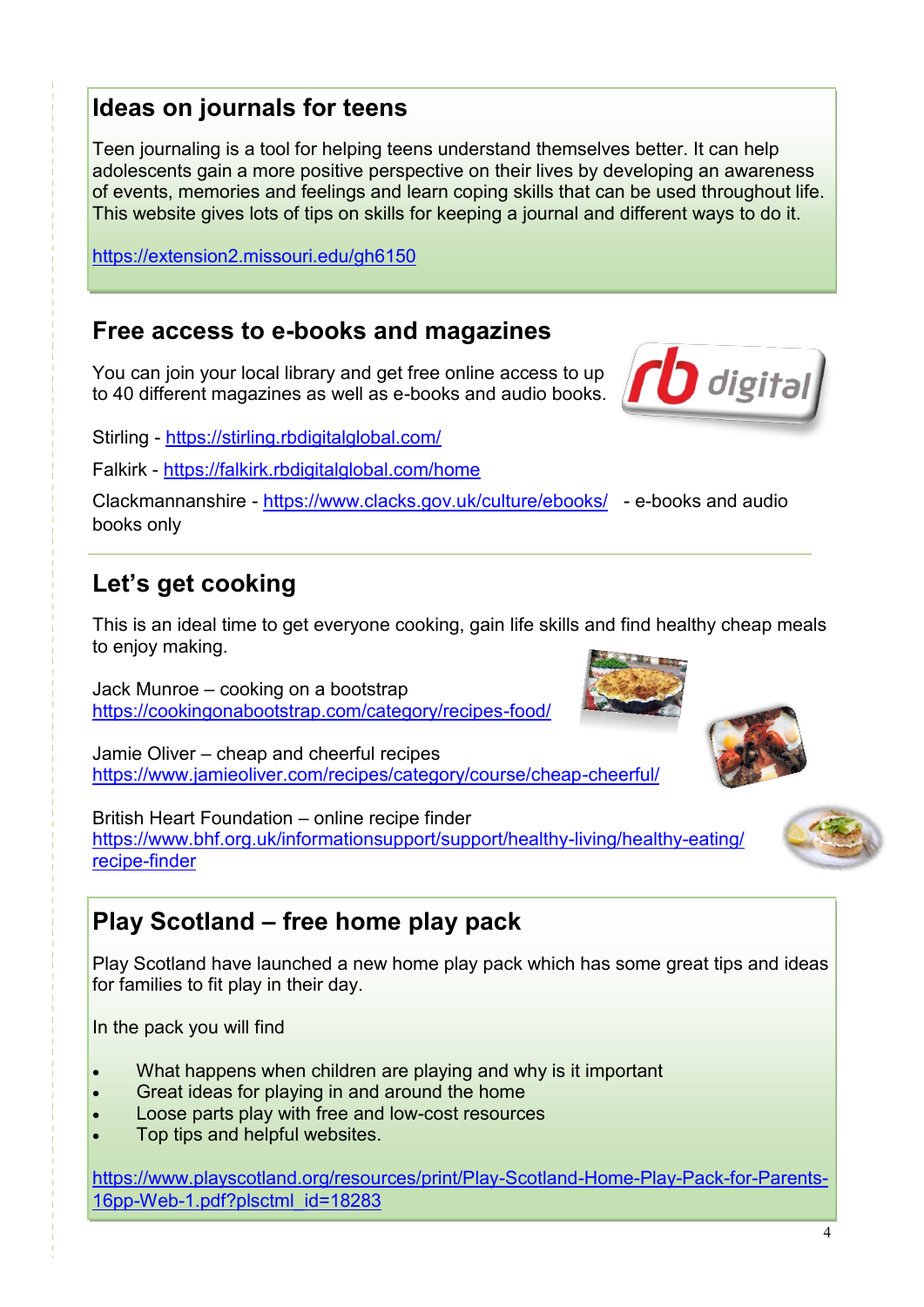## Ideas on journals for teens

Teen journaling is a tool for helping teens understand themselves better. It can help adolescents gain a more positive perspective on their lives by developing an awareness of events, memories and feelings and learn coping skills that can be used throughout life. This website gives lots of tips on skills for keeping a journal and different ways to do it.

https://extension2.missouri.edu/gh6150

## Free access to e-books and magazines

You can join your local library and get free online access to up to 40 different magazines as well as e-books and audio books.

Stirling - https://stirling.rbdigitalglobal.com/

Falkirk - https://falkirk.rbdigitalglobal.com/home

Clackmannanshire - https://www.clacks.gov.uk/culture/ebooks/ - e-books and audio books only

## Let's get cooking

This is an ideal time to get everyone cooking, gain life skills and find healthy cheap meals to enjoy making.

Jack Munroe – cooking on a bootstrap
https://cookingonabootstrap.com/category/recipes-food/

Jamie Oliver – cheap and cheerful recipes
https://www.jamieoliver.com/recipes/category/course/cheap-cheerful/

British Heart Foundation – online recipe finder
https://www.bhf.org.uk/informationsupport/support/healthy-living/healthy-eating/recipe-finder

## Play Scotland – free home play pack

Play Scotland have launched a new home play pack which has some great tips and ideas for families to fit play in their day.

In the pack you will find

- What happens when children are playing and why is it important
- Great ideas for playing in and around the home
- Loose parts play with free and low-cost resources
- Top tips and helpful websites.

https://www.playscotland.org/resources/print/Play-Scotland-Home-Play-Pack-for-Parents-16pp-Web-1.pdf?plsctml_id=18283